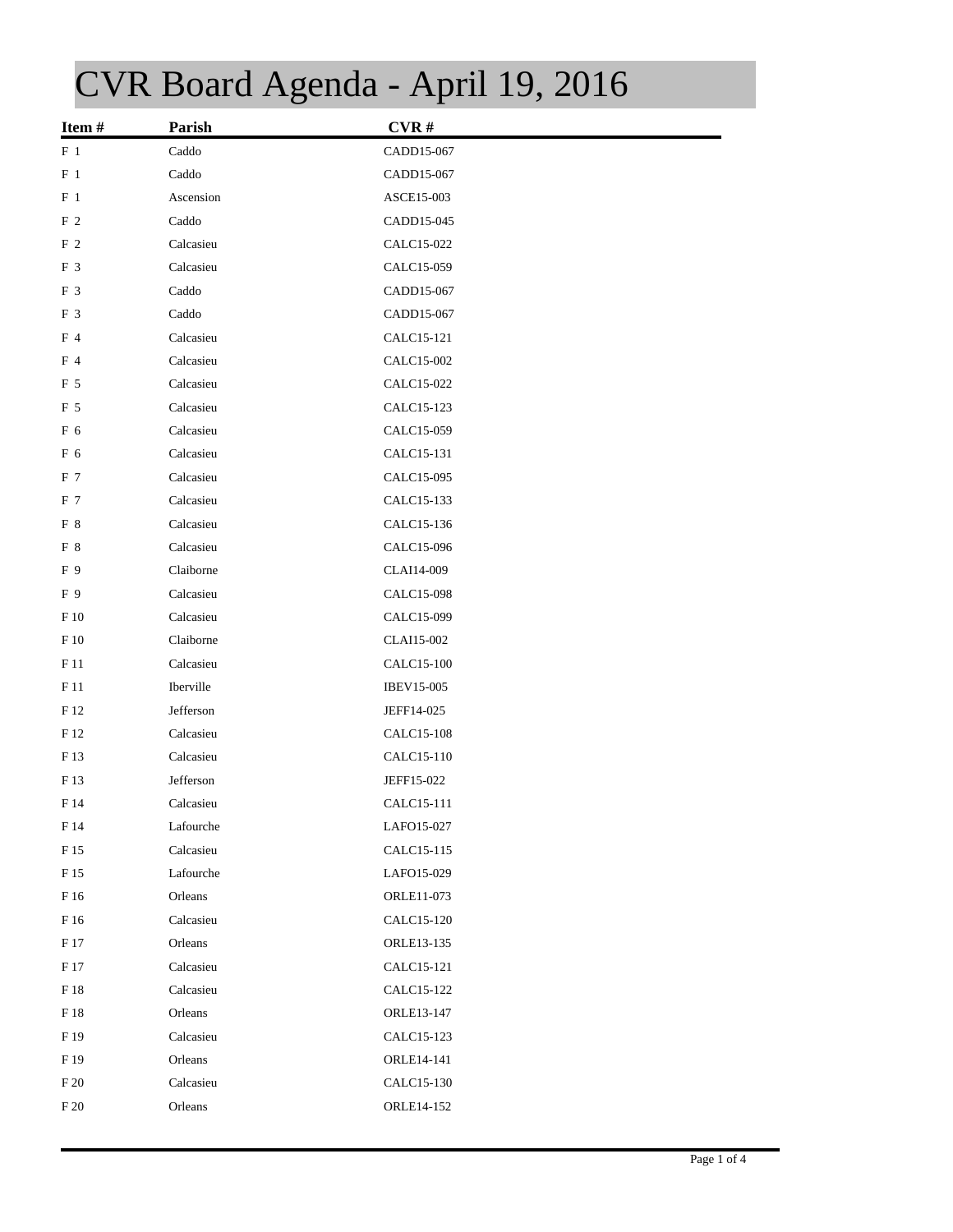# CVR Board Agenda - April 19, 2016

| Item # | Parish | CVR # |
|---|---|---|
| F 1 | Caddo | CADD15-067 |
| F 1 | Caddo | CADD15-067 |
| F 1 | Ascension | ASCE15-003 |
| F 2 | Caddo | CADD15-045 |
| F 2 | Calcasieu | CALC15-022 |
| F 3 | Calcasieu | CALC15-059 |
| F 3 | Caddo | CADD15-067 |
| F 3 | Caddo | CADD15-067 |
| F 4 | Calcasieu | CALC15-121 |
| F 4 | Calcasieu | CALC15-002 |
| F 5 | Calcasieu | CALC15-022 |
| F 5 | Calcasieu | CALC15-123 |
| F 6 | Calcasieu | CALC15-059 |
| F 6 | Calcasieu | CALC15-131 |
| F 7 | Calcasieu | CALC15-095 |
| F 7 | Calcasieu | CALC15-133 |
| F 8 | Calcasieu | CALC15-136 |
| F 8 | Calcasieu | CALC15-096 |
| F 9 | Claiborne | CLAI14-009 |
| F 9 | Calcasieu | CALC15-098 |
| F 10 | Calcasieu | CALC15-099 |
| F 10 | Claiborne | CLAI15-002 |
| F 11 | Calcasieu | CALC15-100 |
| F 11 | Iberville | IBEV15-005 |
| F 12 | Jefferson | JEFF14-025 |
| F 12 | Calcasieu | CALC15-108 |
| F 13 | Calcasieu | CALC15-110 |
| F 13 | Jefferson | JEFF15-022 |
| F 14 | Calcasieu | CALC15-111 |
| F 14 | Lafourche | LAFO15-027 |
| F 15 | Calcasieu | CALC15-115 |
| F 15 | Lafourche | LAFO15-029 |
| F 16 | Orleans | ORLE11-073 |
| F 16 | Calcasieu | CALC15-120 |
| F 17 | Orleans | ORLE13-135 |
| F 17 | Calcasieu | CALC15-121 |
| F 18 | Calcasieu | CALC15-122 |
| F 18 | Orleans | ORLE13-147 |
| F 19 | Calcasieu | CALC15-123 |
| F 19 | Orleans | ORLE14-141 |
| F 20 | Calcasieu | CALC15-130 |
| F 20 | Orleans | ORLE14-152 |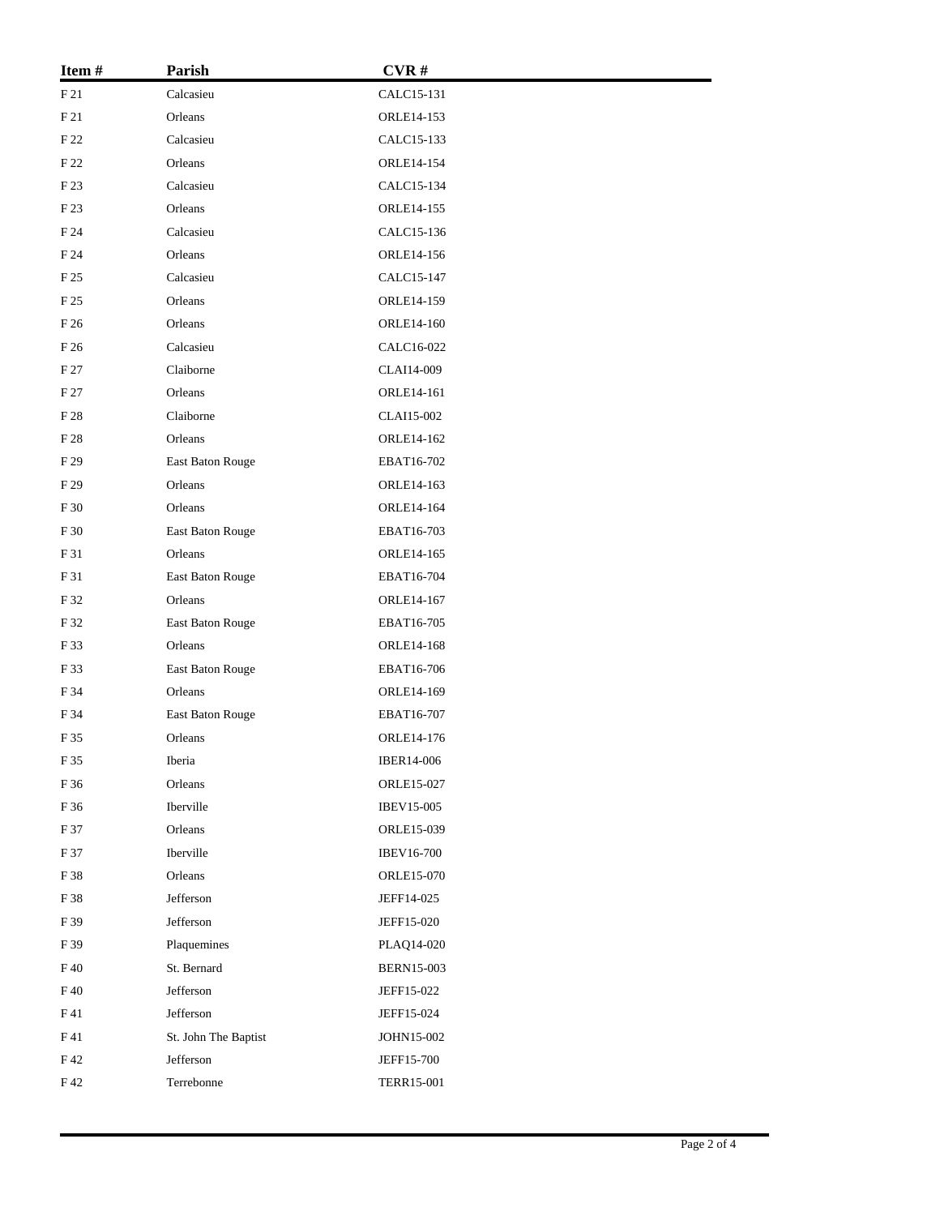| Item # | Parish | CVR # |
|---|---|---|
| F 21 | Calcasieu | CALC15-131 |
| F 21 | Orleans | ORLE14-153 |
| F 22 | Calcasieu | CALC15-133 |
| F 22 | Orleans | ORLE14-154 |
| F 23 | Calcasieu | CALC15-134 |
| F 23 | Orleans | ORLE14-155 |
| F 24 | Calcasieu | CALC15-136 |
| F 24 | Orleans | ORLE14-156 |
| F 25 | Calcasieu | CALC15-147 |
| F 25 | Orleans | ORLE14-159 |
| F 26 | Orleans | ORLE14-160 |
| F 26 | Calcasieu | CALC16-022 |
| F 27 | Claiborne | CLAI14-009 |
| F 27 | Orleans | ORLE14-161 |
| F 28 | Claiborne | CLAI15-002 |
| F 28 | Orleans | ORLE14-162 |
| F 29 | East Baton Rouge | EBAT16-702 |
| F 29 | Orleans | ORLE14-163 |
| F 30 | Orleans | ORLE14-164 |
| F 30 | East Baton Rouge | EBAT16-703 |
| F 31 | Orleans | ORLE14-165 |
| F 31 | East Baton Rouge | EBAT16-704 |
| F 32 | Orleans | ORLE14-167 |
| F 32 | East Baton Rouge | EBAT16-705 |
| F 33 | Orleans | ORLE14-168 |
| F 33 | East Baton Rouge | EBAT16-706 |
| F 34 | Orleans | ORLE14-169 |
| F 34 | East Baton Rouge | EBAT16-707 |
| F 35 | Orleans | ORLE14-176 |
| F 35 | Iberia | IBER14-006 |
| F 36 | Orleans | ORLE15-027 |
| F 36 | Iberville | IBEV15-005 |
| F 37 | Orleans | ORLE15-039 |
| F 37 | Iberville | IBEV16-700 |
| F 38 | Orleans | ORLE15-070 |
| F 38 | Jefferson | JEFF14-025 |
| F 39 | Jefferson | JEFF15-020 |
| F 39 | Plaquemines | PLAQ14-020 |
| F 40 | St. Bernard | BERN15-003 |
| F 40 | Jefferson | JEFF15-022 |
| F 41 | Jefferson | JEFF15-024 |
| F 41 | St. John The Baptist | JOHN15-002 |
| F 42 | Jefferson | JEFF15-700 |
| F 42 | Terrebonne | TERR15-001 |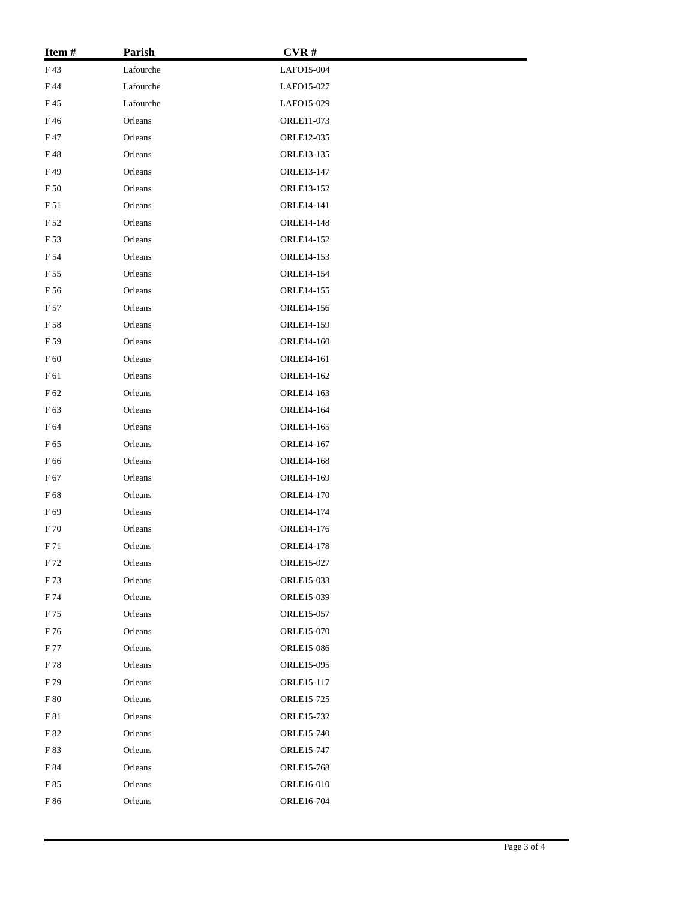| Item # | Parish | CVR # |
|---|---|---|
| F 43 | Lafourche | LAFO15-004 |
| F 44 | Lafourche | LAFO15-027 |
| F 45 | Lafourche | LAFO15-029 |
| F 46 | Orleans | ORLE11-073 |
| F 47 | Orleans | ORLE12-035 |
| F 48 | Orleans | ORLE13-135 |
| F 49 | Orleans | ORLE13-147 |
| F 50 | Orleans | ORLE13-152 |
| F 51 | Orleans | ORLE14-141 |
| F 52 | Orleans | ORLE14-148 |
| F 53 | Orleans | ORLE14-152 |
| F 54 | Orleans | ORLE14-153 |
| F 55 | Orleans | ORLE14-154 |
| F 56 | Orleans | ORLE14-155 |
| F 57 | Orleans | ORLE14-156 |
| F 58 | Orleans | ORLE14-159 |
| F 59 | Orleans | ORLE14-160 |
| F 60 | Orleans | ORLE14-161 |
| F 61 | Orleans | ORLE14-162 |
| F 62 | Orleans | ORLE14-163 |
| F 63 | Orleans | ORLE14-164 |
| F 64 | Orleans | ORLE14-165 |
| F 65 | Orleans | ORLE14-167 |
| F 66 | Orleans | ORLE14-168 |
| F 67 | Orleans | ORLE14-169 |
| F 68 | Orleans | ORLE14-170 |
| F 69 | Orleans | ORLE14-174 |
| F 70 | Orleans | ORLE14-176 |
| F 71 | Orleans | ORLE14-178 |
| F 72 | Orleans | ORLE15-027 |
| F 73 | Orleans | ORLE15-033 |
| F 74 | Orleans | ORLE15-039 |
| F 75 | Orleans | ORLE15-057 |
| F 76 | Orleans | ORLE15-070 |
| F 77 | Orleans | ORLE15-086 |
| F 78 | Orleans | ORLE15-095 |
| F 79 | Orleans | ORLE15-117 |
| F 80 | Orleans | ORLE15-725 |
| F 81 | Orleans | ORLE15-732 |
| F 82 | Orleans | ORLE15-740 |
| F 83 | Orleans | ORLE15-747 |
| F 84 | Orleans | ORLE15-768 |
| F 85 | Orleans | ORLE16-010 |
| F 86 | Orleans | ORLE16-704 |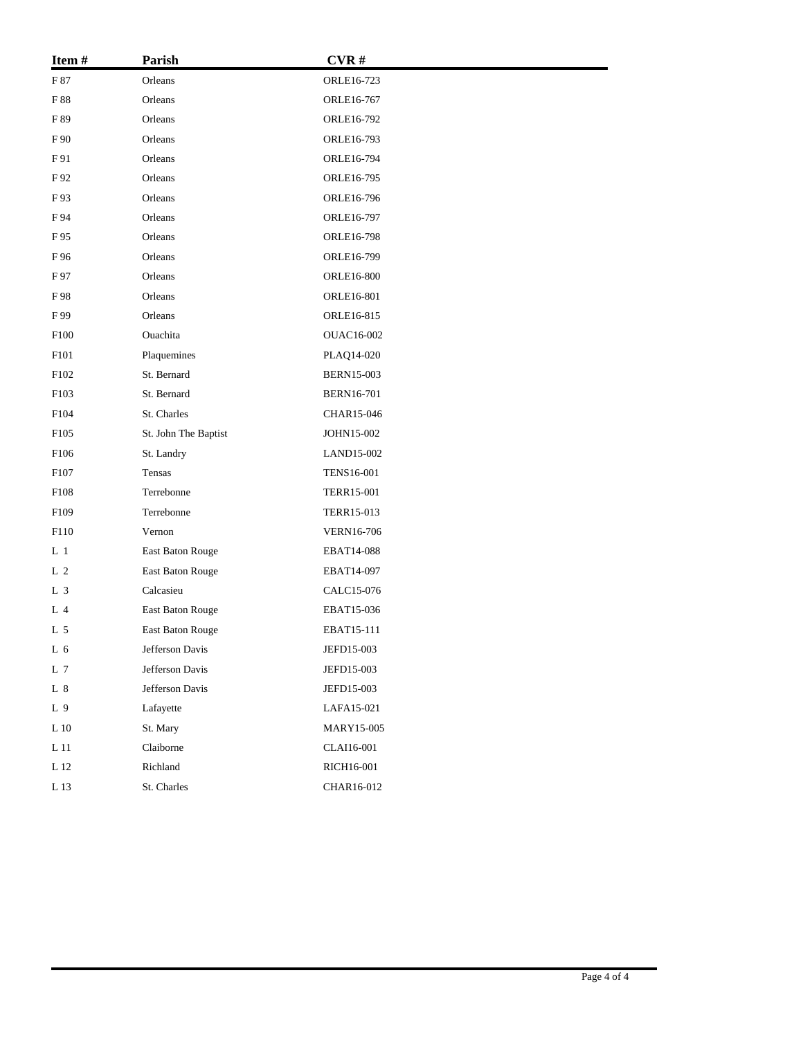| Item # | Parish | CVR # |
|---|---|---|
| F 87 | Orleans | ORLE16-723 |
| F 88 | Orleans | ORLE16-767 |
| F 89 | Orleans | ORLE16-792 |
| F 90 | Orleans | ORLE16-793 |
| F 91 | Orleans | ORLE16-794 |
| F 92 | Orleans | ORLE16-795 |
| F 93 | Orleans | ORLE16-796 |
| F 94 | Orleans | ORLE16-797 |
| F 95 | Orleans | ORLE16-798 |
| F 96 | Orleans | ORLE16-799 |
| F 97 | Orleans | ORLE16-800 |
| F 98 | Orleans | ORLE16-801 |
| F 99 | Orleans | ORLE16-815 |
| F100 | Ouachita | OUAC16-002 |
| F101 | Plaquemines | PLAQ14-020 |
| F102 | St. Bernard | BERN15-003 |
| F103 | St. Bernard | BERN16-701 |
| F104 | St. Charles | CHAR15-046 |
| F105 | St. John The Baptist | JOHN15-002 |
| F106 | St. Landry | LAND15-002 |
| F107 | Tensas | TENS16-001 |
| F108 | Terrebonne | TERR15-001 |
| F109 | Terrebonne | TERR15-013 |
| F110 | Vernon | VERN16-706 |
| L 1 | East Baton Rouge | EBAT14-088 |
| L 2 | East Baton Rouge | EBAT14-097 |
| L 3 | Calcasieu | CALC15-076 |
| L 4 | East Baton Rouge | EBAT15-036 |
| L 5 | East Baton Rouge | EBAT15-111 |
| L 6 | Jefferson Davis | JEFD15-003 |
| L 7 | Jefferson Davis | JEFD15-003 |
| L 8 | Jefferson Davis | JEFD15-003 |
| L 9 | Lafayette | LAFA15-021 |
| L 10 | St. Mary | MARY15-005 |
| L 11 | Claiborne | CLAI16-001 |
| L 12 | Richland | RICH16-001 |
| L 13 | St. Charles | CHAR16-012 |